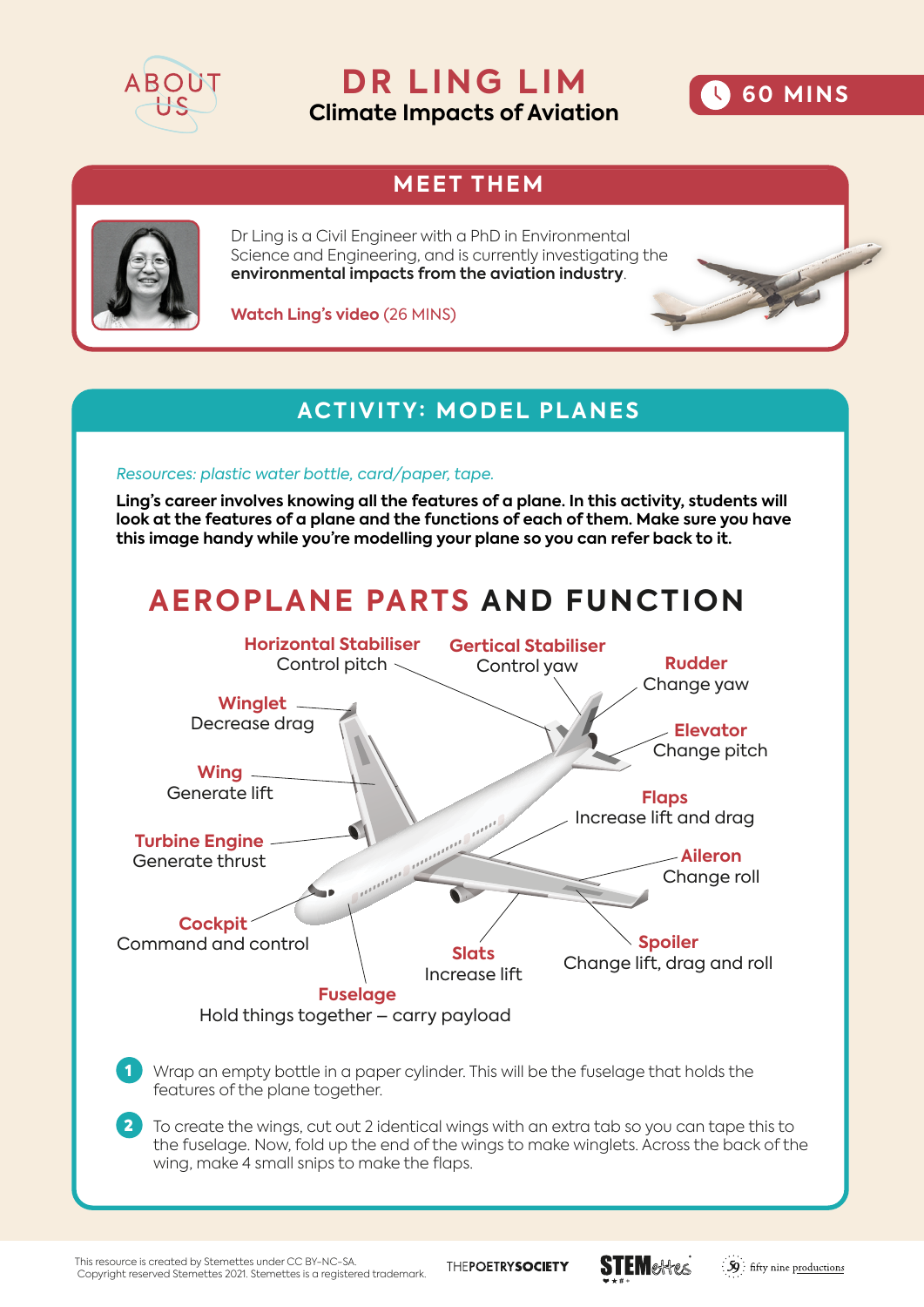ABOUT US

# DR LING LIM

## Climate Impacts of Aviation

60 MINS

## MEET THEM

Dr Ling is a Civil Engineer with a PhD in Environmental Science and Engineering, and is currently investigating the **environmental impacts from the aviation industry**.

**Watch Ling's video** (26 MINS)

## ACTIVITY: MODEL PLANES

*Resources: plastic water bottle, card/paper, tape.*

**Ling's career involves knowing all the features of a plane. In this activity, students will look at the features of a plane and the functions of each of them. Make sure you have this image handy while you're modelling your plane so you can refer back to it.**

### AEROPLANE PARTS AND FUNCTION

**Horizontal Stabiliser**
Control pitch

**Gertical Stabiliser**
Control yaw

**Rudder**
Change yaw

**Winglet**
Decrease drag

**Elevator**
Change pitch

**Wing**
Generate lift

**Flaps**
Increase lift and drag

**Turbine Engine**
Generate thrust

**Aileron**
Change roll

**Cockpit**
Command and control

**Slats**
Increase lift

**Spoiler**
Change lift, drag and roll

**Fuselage**
Hold things together – carry payload

1. Wrap an empty bottle in a paper cylinder. This will be the fuselage that holds the features of the plane together.
2. To create the wings, cut out 2 identical wings with an extra tab so you can tape this to the fuselage. Now, fold up the end of the wings to make winglets. Across the back of the wing, make 4 small snips to make the flaps.

This resource is created by Stemettes under CC BY-NC-SA.
Copyright reserved Stemettes 2021. Stemettes is a registered trademark.

THEPOETRYSOCIETY STEMettes fifty nine productions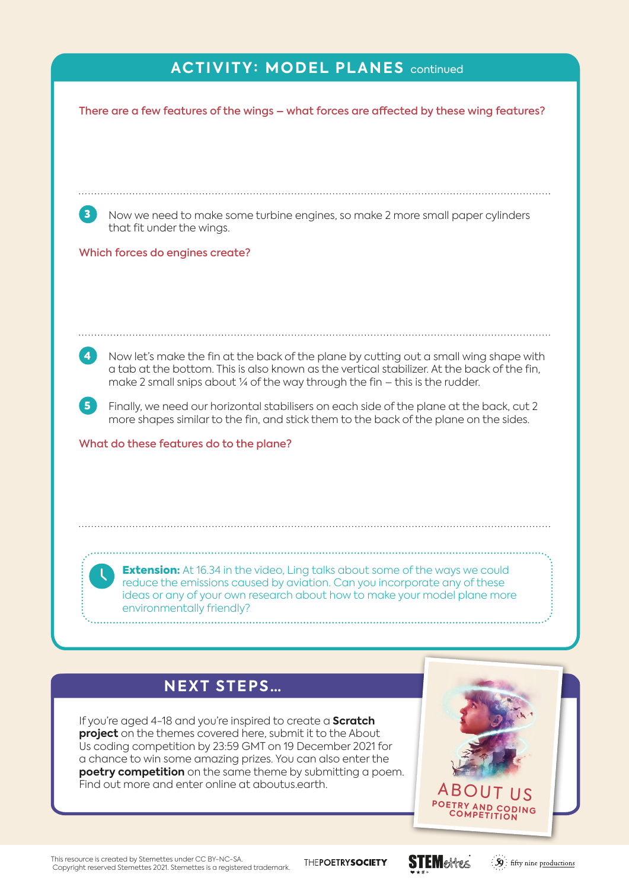## ACTIVITY: MODEL PLANES continued

There are a few features of the wings – what forces are affected by these wing features?

3. Now we need to make some turbine engines, so make 2 more small paper cylinders that fit under the wings.

Which forces do engines create?

4. Now let's make the fin at the back of the plane by cutting out a small wing shape with a tab at the bottom. This is also known as the vertical stabilizer. At the back of the fin, make 2 small snips about ¼ of the way through the fin – this is the rudder.

5. Finally, we need our horizontal stabilisers on each side of the plane at the back, cut 2 more shapes similar to the fin, and stick them to the back of the plane on the sides.

What do these features do to the plane?

**Extension:** At 16.34 in the video, Ling talks about some of the ways we could reduce the emissions caused by aviation. Can you incorporate any of these ideas or any of your own research about how to make your model plane more environmentally friendly?

## NEXT STEPS...

If you're aged 4–18 and you're inspired to create a **Scratch project** on the themes covered here, submit it to the About Us coding competition by 23:59 GMT on 19 December 2021 for a chance to win some amazing prizes. You can also enter the **poetry competition** on the same theme by submitting a poem. Find out more and enter online at aboutus.earth.

ABOUT US
POETRY AND CODING COMPETITION

This resource is created by Stemettes under CC BY-NC-SA.
Copyright reserved Stemettes 2021. Stemettes is a registered trademark.

THEPOETRYSOCIETY STEMettes 59 fifty nine productions